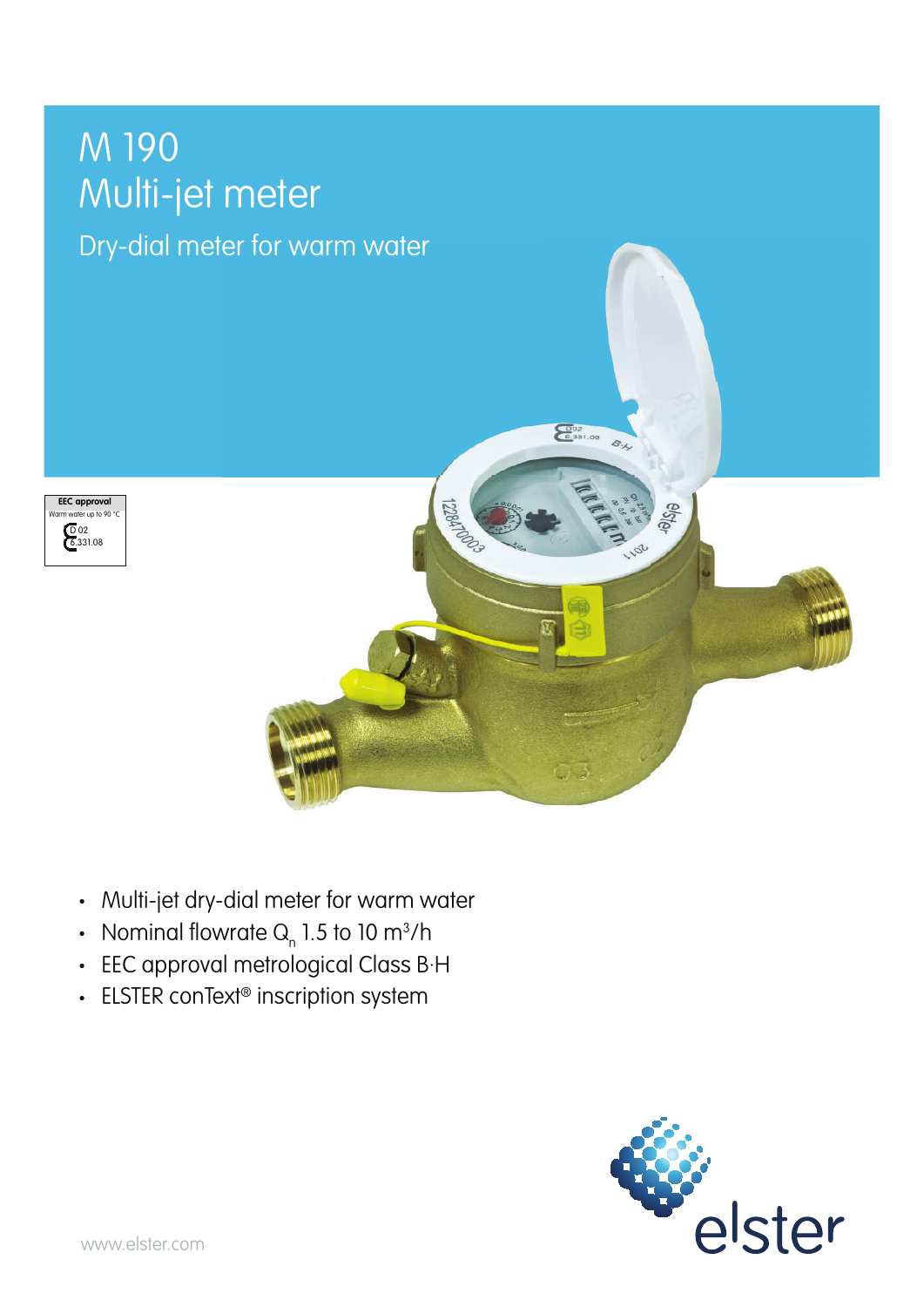# M 190
# Multi-jet meter

## Dry-dial meter for warm water

**EEC approval**
Warm water up to 90 °C
D 02
6.331.08

- Multi-jet dry-dial meter for warm water
- Nominal flowrate $Q_n$ 1.5 to 10 $m^3/h$
- EEC approval metrological Class B·H
- ELSTER conText® inscription system

elster

www.elster.com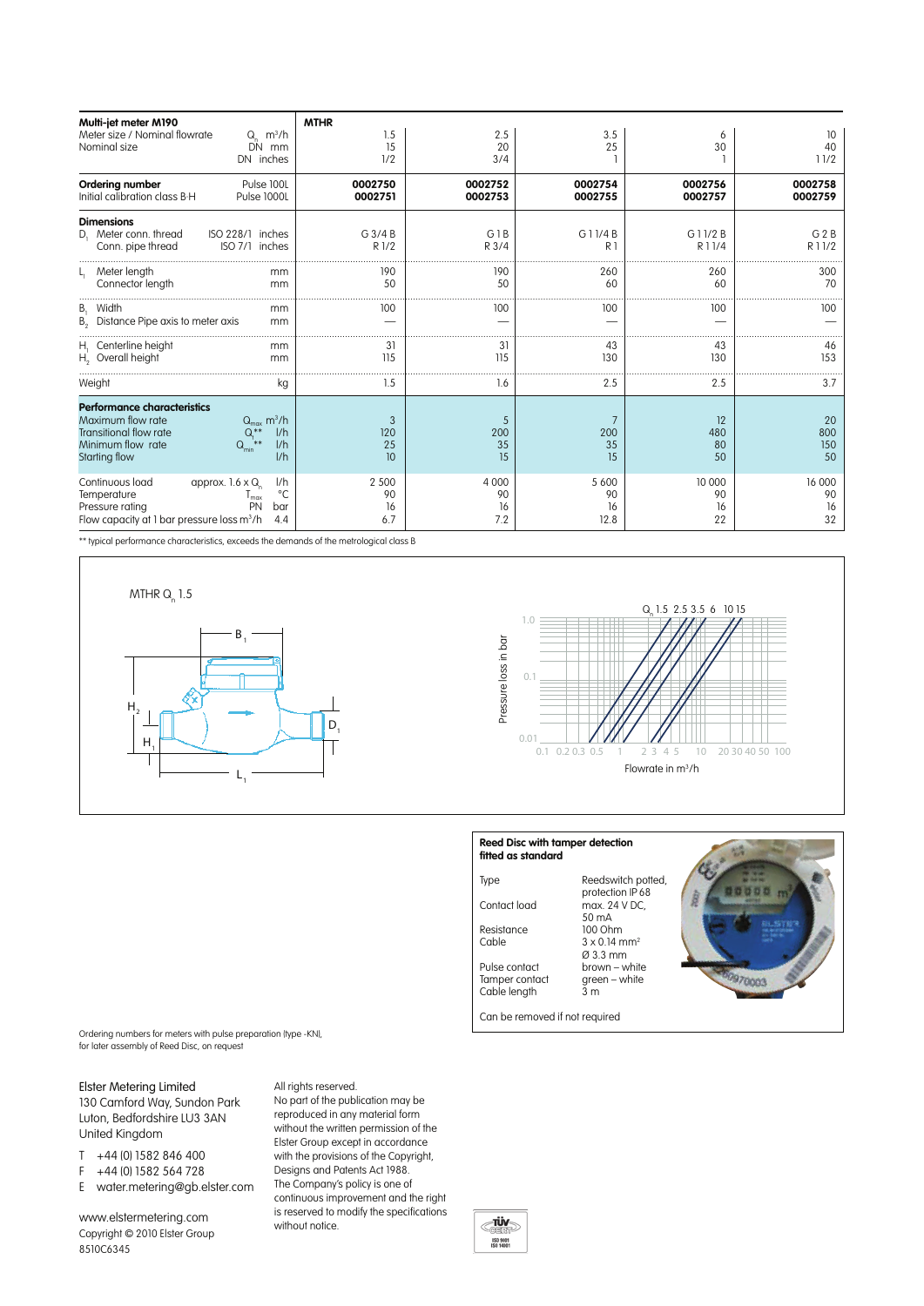| Multi-jet meter M190 | | MTHR | | | | |
|---|---|---|---|---|---|---|
| Meter size / Nominal flowrate<br>Nominal size | $Q_n$ m³/h<br>DN mm<br>DN inches | 1.5<br>15<br>1/2 | 2.5<br>20<br>3/4 | 3.5<br>25<br>1 | 6<br>30<br>1 | 10<br>40<br>1 1/2 |
| **Ordering number**<br>Initial calibration class B-H | Pulse 100L<br>Pulse 1000L | **0002750**<br>**0002751** | **0002752**<br>**0002753** | **0002754**<br>**0002755** | **0002756**<br>**0002757** | **0002758**<br>**0002759** |
| **Dimensions**<br>$D_1$ Meter conn. thread<br>Conn. pipe thread | ISO 228/1 inches<br>ISO 7/1 inches | G 3/4 B<br>R 1/2 | G 1 B<br>R 3/4 | G 1 1/4 B<br>R 1 | G 1 1/2 B<br>R 1 1/4 | G 2 B<br>R 1 1/2 |
| $L_1$ Meter length<br>Connector length | mm<br>mm | 190<br>50 | 190<br>50 | 260<br>60 | 260<br>60 | 300<br>70 |
| $B_1$ Width<br>$B_2$ Distance Pipe axis to meter axis | mm<br>mm | 100<br>— | 100<br>— | 100<br>— | 100<br>— | 100<br>— |
| $H_1$ Centerline height<br>$H_2$ Overall height | mm<br>mm | 31<br>115 | 31<br>115 | 43<br>130 | 43<br>130 | 46<br>153 |
| Weight | kg | 1.5 | 1.6 | 2.5 | 2.5 | 3.7 |
| **Performance characteristics**<br>Maximum flow rate<br>Transitional flow rate<br>Minimum flow rate<br>Starting flow | <br>$Q_{max}$ m³/h<br>$Q_t$** l/h<br>$Q_{min}$** l/h<br>l/h | <br>3<br>120<br>25<br>10 | <br>5<br>200<br>35<br>15 | <br>7<br>200<br>35<br>15 | <br>12<br>480<br>80<br>50 | <br>20<br>800<br>150<br>50 |
| Continuous load<br>Temperature<br>Pressure rating<br>Flow capacity at 1 bar pressure loss m³/h | approx. 1.6 x $Q_n$ l/h<br>$T_{max}$ °C<br>PN bar<br>4.4 | 2 500<br>90<br>16<br>6.7 | 4 000<br>90<br>16<br>7.2 | 5 600<br>90<br>16<br>12.8 | 10 000<br>90<br>16<br>22 | 16 000<br>90<br>16<br>32 |

** typical performance characteristics, exceeds the demands of the metrological class B

MTHR $Q_n$ 1.5

$B_1$
$H_2$
$H_1$
$D_1$
$L_1$

$Q_n$ 1.5 2.5 3.5 6 10 15

Pressure loss in bar

1.0
0.1
0.01

0.1 0.2 0.3 0.5 1 2 3 4 5 10 20 30 40 50 100

Flowrate in m³/h

**Reed Disc with tamper detection fitted as standard**

| | |
|---|---|
| Type | Reedswitch potted, protection IP 68 |
| Contact load | max. 24 V DC, 50 mA |
| Resistance | 100 Ohm |
| Cable | 3 x 0.14 mm²<br>Ø 3.3 mm |
| Pulse contact | brown – white |
| Tamper contact | green – white |
| Cable length | 3 m |

Can be removed if not required

Ordering numbers for meters with pulse preparation (type -KN), for later assembly of Reed Disc, on request

Elster Metering Limited
130 Camford Way, Sundon Park
Luton, Bedfordshire LU3 3AN
United Kingdom

T +44 (0) 1582 846 400
F +44 (0) 1582 564 728
E water.metering@gb.elster.com

www.elstermetering.com
Copyright © 2010 Elster Group
8510C6345

All rights reserved.
No part of the publication may be reproduced in any material form without the written permission of the Elster Group except in accordance with the provisions of the Copyright, Designs and Patents Act 1988.
The Company's policy is one of continuous improvement and the right is reserved to modify the specifications without notice.